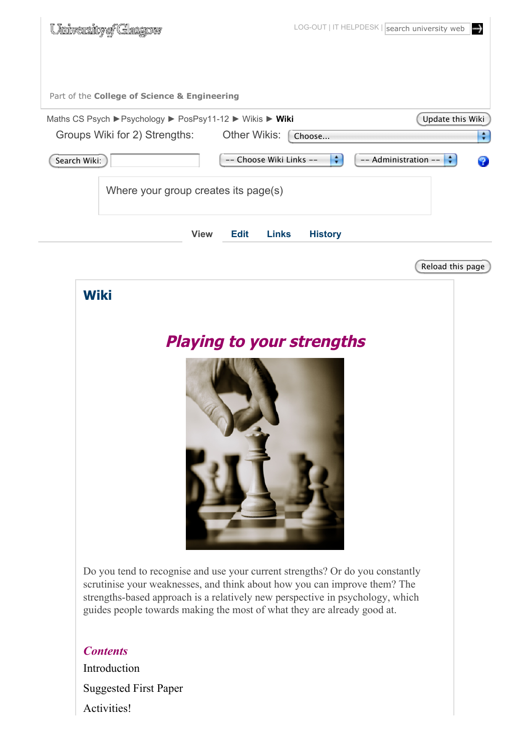University of Glasgow

LOG-OUT | IT HELPDESK | search university web

Part of the **College of Science & Engineering**

Maths CS Psych ▶ Psychology ▶ PosPsy11-12 ▶ Wikis ▶ **Wiki**

Update this Wiki

Groups Wiki for 2) Strengths: Other Wikis: Choose...

Search Wiki: -- Choose Wiki Links -- -- Administration --

Where your group creates its page(s)

View Edit Links History

Reload this page

# Wiki

## *Playing to your strengths*

Do you tend to recognise and use your current strengths? Or do you constantly scrutinise your weaknesses, and think about how you can improve them? The strengths-based approach is a relatively new perspective in psychology, which guides people towards making the most of what they are already good at.

### *Contents*

Introduction

Suggested First Paper

Activities!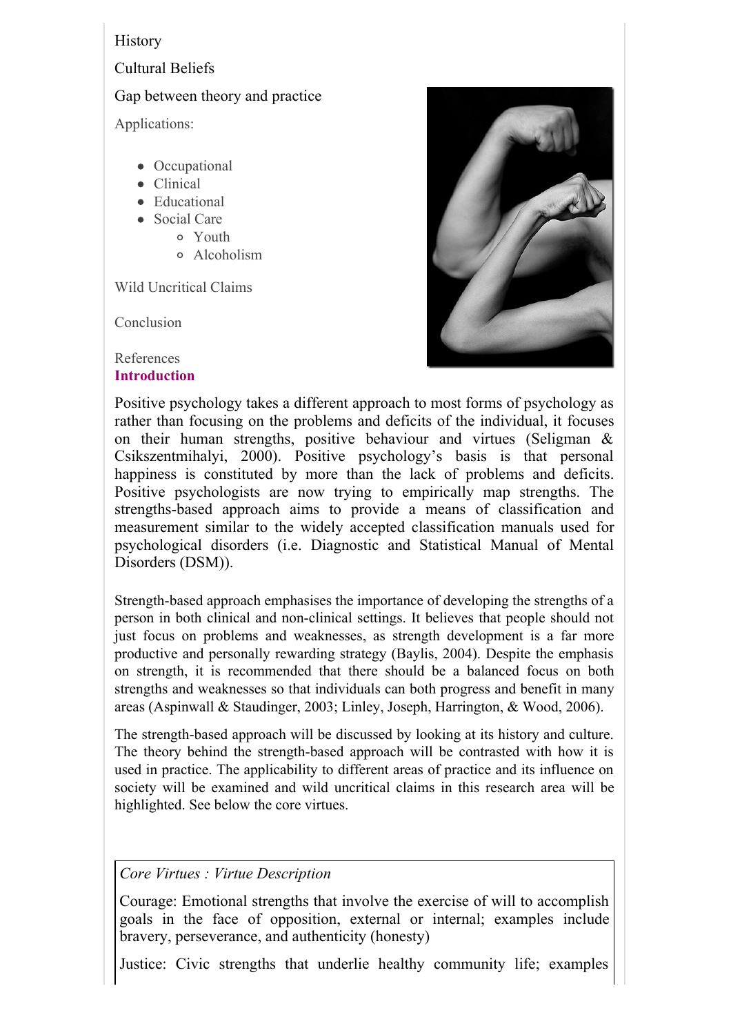History

Cultural Beliefs

Gap between theory and practice

Applications:

- Occupational
- Clinical
- Educational
- Social Care
  - Youth
  - Alcoholism

Wild Uncritical Claims

Conclusion

References

## Introduction

Positive psychology takes a different approach to most forms of psychology as rather than focusing on the problems and deficits of the individual, it focuses on their human strengths, positive behaviour and virtues (Seligman & Csikszentmihalyi, 2000). Positive psychology's basis is that personal happiness is constituted by more than the lack of problems and deficits. Positive psychologists are now trying to empirically map strengths. The strengths-based approach aims to provide a means of classification and measurement similar to the widely accepted classification manuals used for psychological disorders (i.e. Diagnostic and Statistical Manual of Mental Disorders (DSM)).

Strength-based approach emphasises the importance of developing the strengths of a person in both clinical and non-clinical settings. It believes that people should not just focus on problems and weaknesses, as strength development is a far more productive and personally rewarding strategy (Baylis, 2004). Despite the emphasis on strength, it is recommended that there should be a balanced focus on both strengths and weaknesses so that individuals can both progress and benefit in many areas (Aspinwall & Staudinger, 2003; Linley, Joseph, Harrington, & Wood, 2006).

The strength-based approach will be discussed by looking at its history and culture. The theory behind the strength-based approach will be contrasted with how it is used in practice. The applicability to different areas of practice and its influence on society will be examined and wild uncritical claims in this research area will be highlighted. See below the core virtues.

*Core Virtues : Virtue Description*

Courage: Emotional strengths that involve the exercise of will to accomplish goals in the face of opposition, external or internal; examples include bravery, perseverance, and authenticity (honesty)

Justice: Civic strengths that underlie healthy community life; examples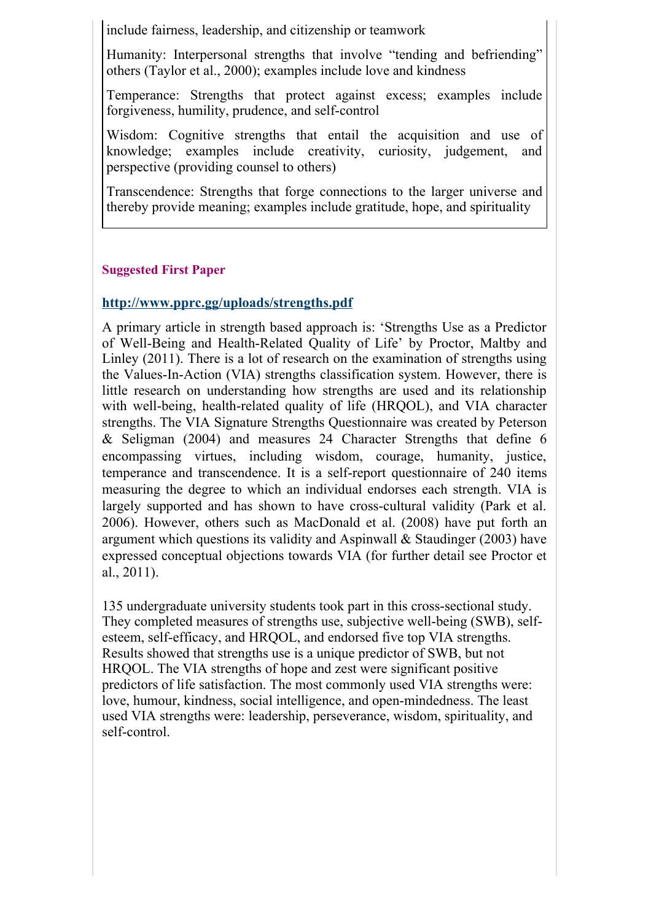include fairness, leadership, and citizenship or teamwork

Humanity: Interpersonal strengths that involve "tending and befriending" others (Taylor et al., 2000); examples include love and kindness

Temperance: Strengths that protect against excess; examples include forgiveness, humility, prudence, and self-control

Wisdom: Cognitive strengths that entail the acquisition and use of knowledge; examples include creativity, curiosity, judgement, and perspective (providing counsel to others)

Transcendence: Strengths that forge connections to the larger universe and thereby provide meaning; examples include gratitude, hope, and spirituality

#### Suggested First Paper

**http://www.pprc.gg/uploads/strengths.pdf**

A primary article in strength based approach is: 'Strengths Use as a Predictor of Well-Being and Health-Related Quality of Life' by Proctor, Maltby and Linley (2011). There is a lot of research on the examination of strengths using the Values-In-Action (VIA) strengths classification system. However, there is little research on understanding how strengths are used and its relationship with well-being, health-related quality of life (HRQOL), and VIA character strengths. The VIA Signature Strengths Questionnaire was created by Peterson & Seligman (2004) and measures 24 Character Strengths that define 6 encompassing virtues, including wisdom, courage, humanity, justice, temperance and transcendence. It is a self-report questionnaire of 240 items measuring the degree to which an individual endorses each strength. VIA is largely supported and has shown to have cross-cultural validity (Park et al. 2006). However, others such as MacDonald et al. (2008) have put forth an argument which questions its validity and Aspinwall & Staudinger (2003) have expressed conceptual objections towards VIA (for further detail see Proctor et al., 2011).

135 undergraduate university students took part in this cross-sectional study. They completed measures of strengths use, subjective well-being (SWB), self-esteem, self-efficacy, and HRQOL, and endorsed five top VIA strengths. Results showed that strengths use is a unique predictor of SWB, but not HRQOL. The VIA strengths of hope and zest were significant positive predictors of life satisfaction. The most commonly used VIA strengths were: love, humour, kindness, social intelligence, and open-mindedness. The least used VIA strengths were: leadership, perseverance, wisdom, spirituality, and self-control.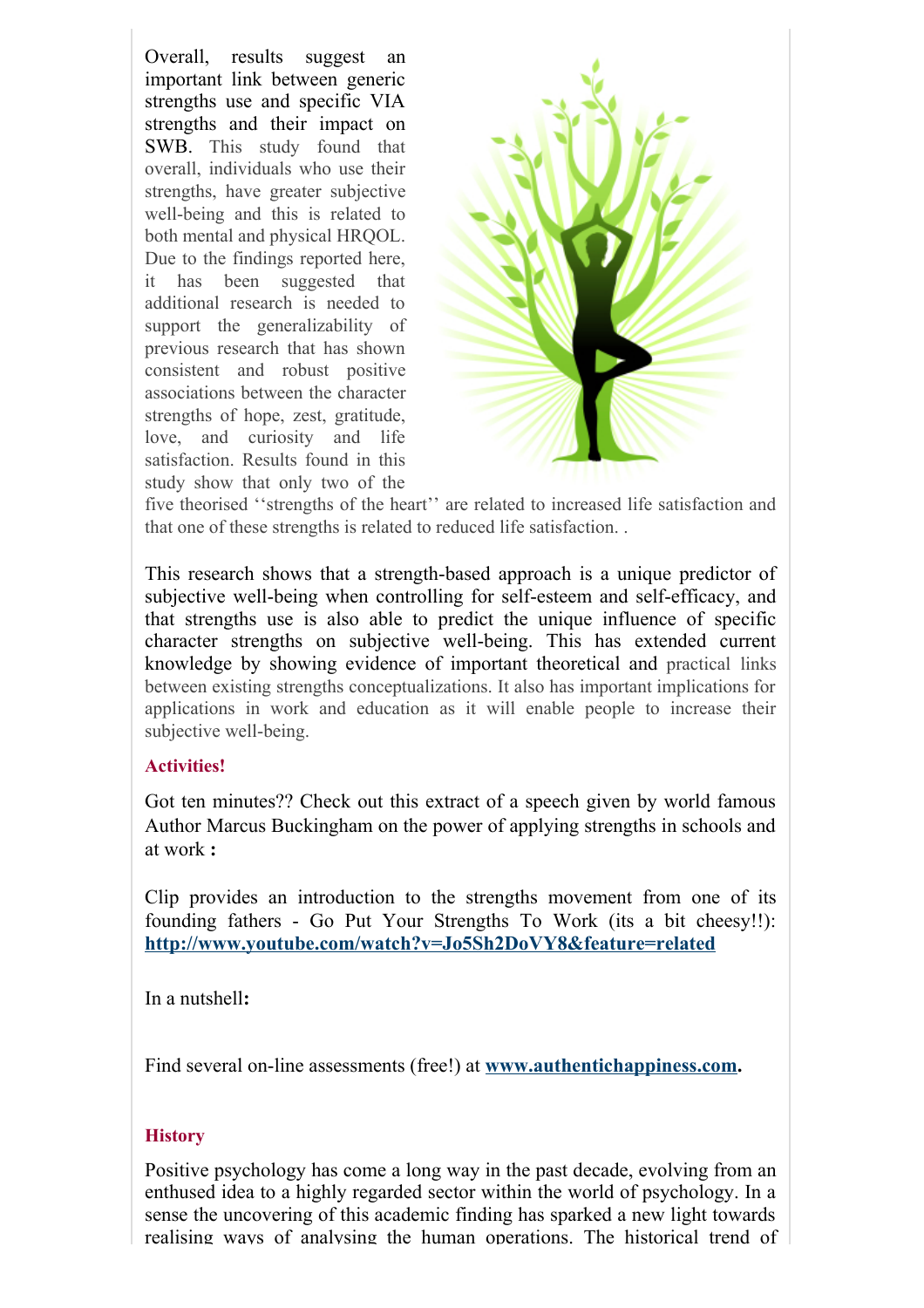Overall, results suggest an important link between generic strengths use and specific VIA strengths and their impact on SWB. This study found that overall, individuals who use their strengths, have greater subjective well-being and this is related to both mental and physical HRQOL. Due to the findings reported here, it has been suggested that additional research is needed to support the generalizability of previous research that has shown consistent and robust positive associations between the character strengths of hope, zest, gratitude, love, and curiosity and life satisfaction. Results found in this study show that only two of the five theorised ''strengths of the heart'' are related to increased life satisfaction and that one of these strengths is related to reduced life satisfaction. .

This research shows that a strength-based approach is a unique predictor of subjective well-being when controlling for self-esteem and self-efficacy, and that strengths use is also able to predict the unique influence of specific character strengths on subjective well-being. This has extended current knowledge by showing evidence of important theoretical and practical links between existing strengths conceptualizations. It also has important implications for applications in work and education as it will enable people to increase their subjective well-being.

**Activities!**

Got ten minutes?? Check out this extract of a speech given by world famous Author Marcus Buckingham on the power of applying strengths in schools and at work **:**

Clip provides an introduction to the strengths movement from one of its founding fathers - Go Put Your Strengths To Work (its a bit cheesy!!): **http://www.youtube.com/watch?v=Jo5Sh2DoVY8&feature=related**

In a nutshell**:**

Find several on-line assessments (free!) at **www.authentichappiness.com.**

**History**

Positive psychology has come a long way in the past decade, evolving from an enthused idea to a highly regarded sector within the world of psychology. In a sense the uncovering of this academic finding has sparked a new light towards realising ways of analysing the human operations. The historical trend of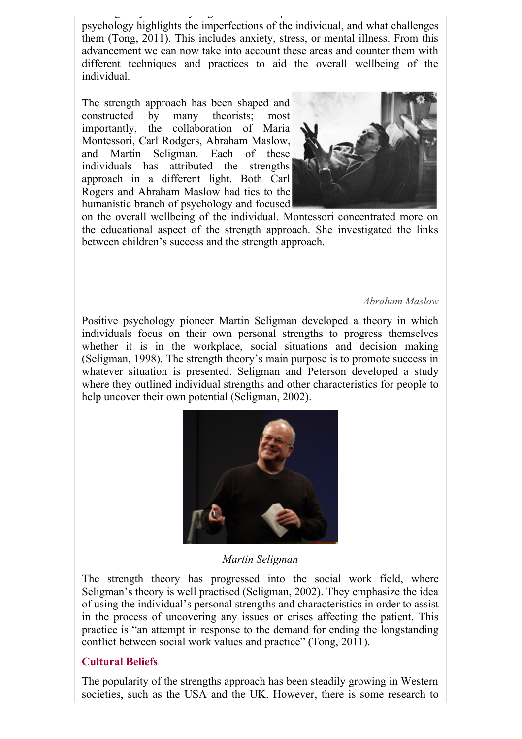psychology highlights the imperfections of the individual, and what challenges them (Tong, 2011). This includes anxiety, stress, or mental illness. From this advancement we can now take into account these areas and counter them with different techniques and practices to aid the overall wellbeing of the individual.

The strength approach has been shaped and constructed by many theorists; most importantly, the collaboration of Maria Montessori, Carl Rodgers, Abraham Maslow, and Martin Seligman. Each of these individuals has attributed the strengths approach in a different light. Both Carl Rogers and Abraham Maslow had ties to the humanistic branch of psychology and focused on the overall wellbeing of the individual. Montessori concentrated more on the educational aspect of the strength approach. She investigated the links between children's success and the strength approach.

*Abraham Maslow*

Positive psychology pioneer Martin Seligman developed a theory in which individuals focus on their own personal strengths to progress themselves whether it is in the workplace, social situations and decision making (Seligman, 1998). The strength theory's main purpose is to promote success in whatever situation is presented. Seligman and Peterson developed a study where they outlined individual strengths and other characteristics for people to help uncover their own potential (Seligman, 2002).

*Martin Seligman*

The strength theory has progressed into the social work field, where Seligman's theory is well practised (Seligman, 2002). They emphasize the idea of using the individual's personal strengths and characteristics in order to assist in the process of uncovering any issues or crises affecting the patient. This practice is "an attempt in response to the demand for ending the longstanding conflict between social work values and practice" (Tong, 2011).

### Cultural Beliefs

The popularity of the strengths approach has been steadily growing in Western societies, such as the USA and the UK. However, there is some research to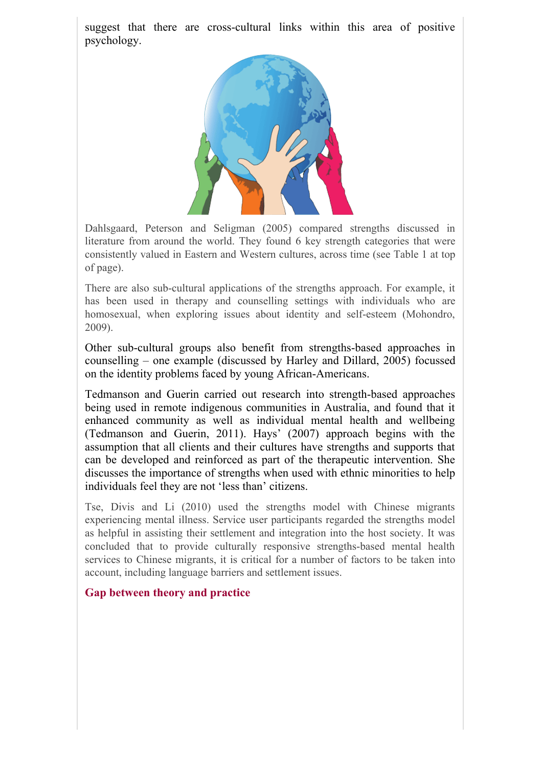suggest that there are cross-cultural links within this area of positive psychology.

Dahlsgaard, Peterson and Seligman (2005) compared strengths discussed in literature from around the world. They found 6 key strength categories that were consistently valued in Eastern and Western cultures, across time (see Table 1 at top of page).

There are also sub-cultural applications of the strengths approach. For example, it has been used in therapy and counselling settings with individuals who are homosexual, when exploring issues about identity and self-esteem (Mohondro, 2009).

Other sub-cultural groups also benefit from strengths-based approaches in counselling – one example (discussed by Harley and Dillard, 2005) focussed on the identity problems faced by young African-Americans.

Tedmanson and Guerin carried out research into strength-based approaches being used in remote indigenous communities in Australia, and found that it enhanced community as well as individual mental health and wellbeing (Tedmanson and Guerin, 2011). Hays' (2007) approach begins with the assumption that all clients and their cultures have strengths and supports that can be developed and reinforced as part of the therapeutic intervention. She discusses the importance of strengths when used with ethnic minorities to help individuals feel they are not 'less than' citizens.

Tse, Divis and Li (2010) used the strengths model with Chinese migrants experiencing mental illness. Service user participants regarded the strengths model as helpful in assisting their settlement and integration into the host society. It was concluded that to provide culturally responsive strengths-based mental health services to Chinese migrants, it is critical for a number of factors to be taken into account, including language barriers and settlement issues.

## Gap between theory and practice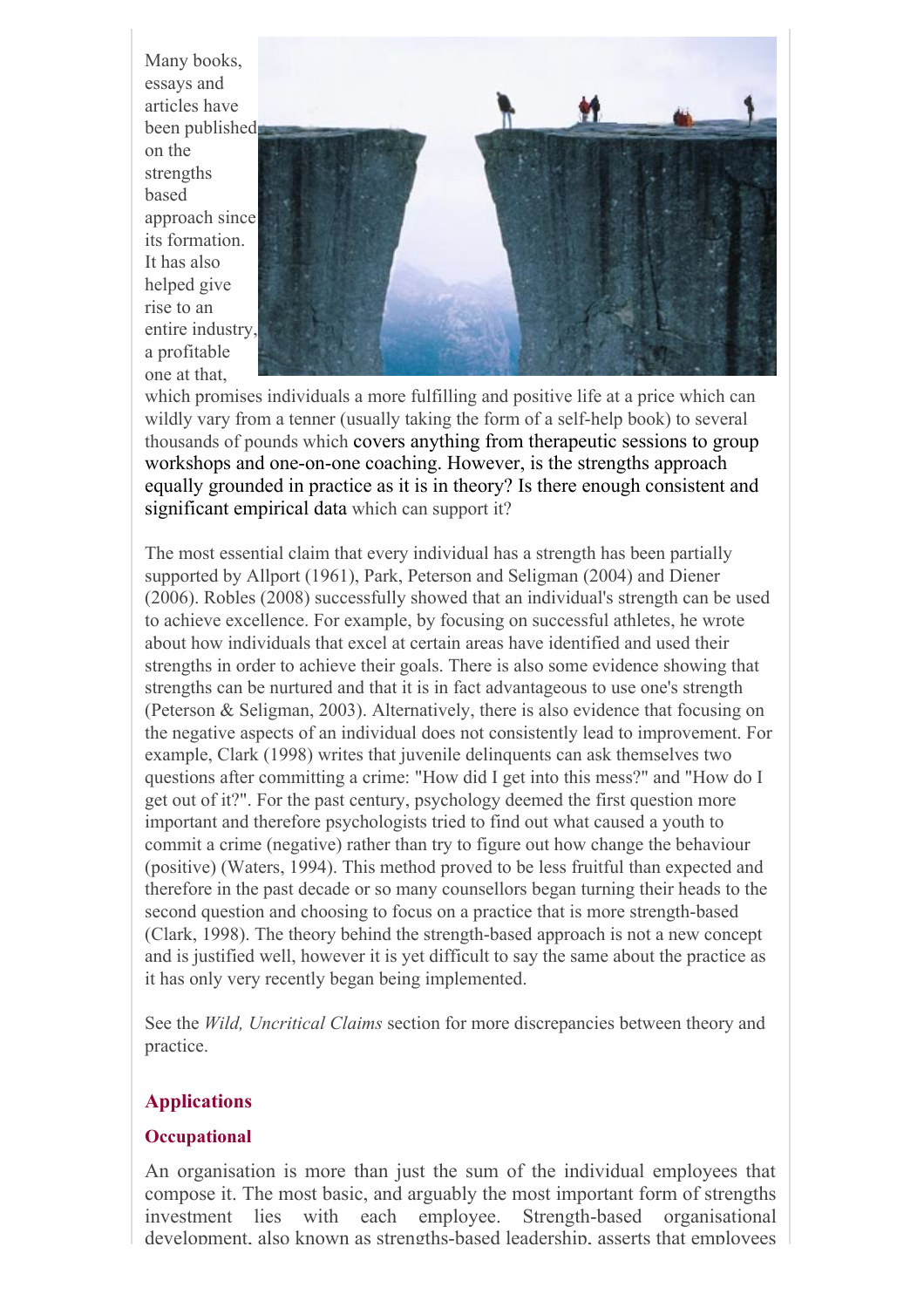Many books, essays and articles have been published on the strengths based approach since its formation. It has also helped give rise to an entire industry, a profitable one at that, which promises individuals a more fulfilling and positive life at a price which can wildly vary from a tenner (usually taking the form of a self-help book) to several thousands of pounds which covers anything from therapeutic sessions to group workshops and one-on-one coaching. However, is the strengths approach equally grounded in practice as it is in theory? Is there enough consistent and significant empirical data which can support it?

The most essential claim that every individual has a strength has been partially supported by Allport (1961), Park, Peterson and Seligman (2004) and Diener (2006). Robles (2008) successfully showed that an individual's strength can be used to achieve excellence. For example, by focusing on successful athletes, he wrote about how individuals that excel at certain areas have identified and used their strengths in order to achieve their goals. There is also some evidence showing that strengths can be nurtured and that it is in fact advantageous to use one's strength (Peterson & Seligman, 2003). Alternatively, there is also evidence that focusing on the negative aspects of an individual does not consistently lead to improvement. For example, Clark (1998) writes that juvenile delinquents can ask themselves two questions after committing a crime: "How did I get into this mess?" and "How do I get out of it?". For the past century, psychology deemed the first question more important and therefore psychologists tried to find out what caused a youth to commit a crime (negative) rather than try to figure out how change the behaviour (positive) (Waters, 1994). This method proved to be less fruitful than expected and therefore in the past decade or so many counsellors began turning their heads to the second question and choosing to focus on a practice that is more strength-based (Clark, 1998). The theory behind the strength-based approach is not a new concept and is justified well, however it is yet difficult to say the same about the practice as it has only very recently began being implemented.

See the *Wild, Uncritical Claims* section for more discrepancies between theory and practice.

## Applications

### Occupational

An organisation is more than just the sum of the individual employees that compose it. The most basic, and arguably the most important form of strengths investment lies with each employee. Strength-based organisational development, also known as strengths-based leadership, asserts that employees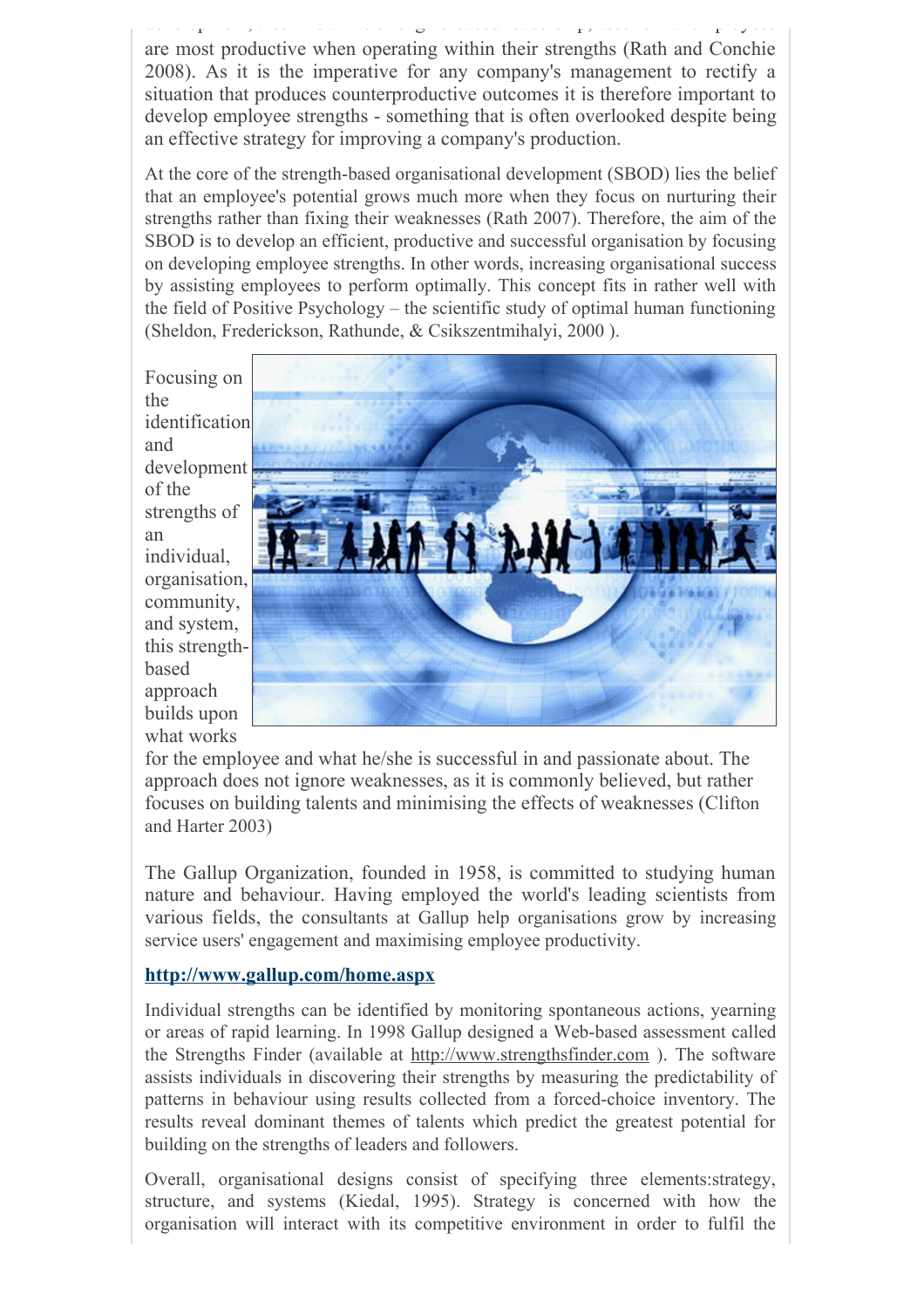are most productive when operating within their strengths (Rath and Conchie 2008). As it is the imperative for any company's management to rectify a situation that produces counterproductive outcomes it is therefore important to develop employee strengths - something that is often overlooked despite being an effective strategy for improving a company's production.

At the core of the strength-based organisational development (SBOD) lies the belief that an employee's potential grows much more when they focus on nurturing their strengths rather than fixing their weaknesses (Rath 2007). Therefore, the aim of the SBOD is to develop an efficient, productive and successful organisation by focusing on developing employee strengths. In other words, increasing organisational success by assisting employees to perform optimally. This concept fits in rather well with the field of Positive Psychology – the scientific study of optimal human functioning (Sheldon, Frederickson, Rathunde, & Csikszentmihalyi, 2000 ).

Focusing on the identification and development of the strengths of an individual, organisation, community, and system, this strength-based approach builds upon what works for the employee and what he/she is successful in and passionate about. The approach does not ignore weaknesses, as it is commonly believed, but rather focuses on building talents and minimising the effects of weaknesses (Clifton and Harter 2003)

The Gallup Organization, founded in 1958, is committed to studying human nature and behaviour. Having employed the world's leading scientists from various fields, the consultants at Gallup help organisations grow by increasing service users' engagement and maximising employee productivity.

**http://www.gallup.com/home.aspx**

Individual strengths can be identified by monitoring spontaneous actions, yearning or areas of rapid learning. In 1998 Gallup designed a Web-based assessment called the Strengths Finder (available at http://www.strengthsfinder.com ). The software assists individuals in discovering their strengths by measuring the predictability of patterns in behaviour using results collected from a forced-choice inventory. The results reveal dominant themes of talents which predict the greatest potential for building on the strengths of leaders and followers.

Overall, organisational designs consist of specifying three elements:strategy, structure, and systems (Kiedal, 1995). Strategy is concerned with how the organisation will interact with its competitive environment in order to fulfil the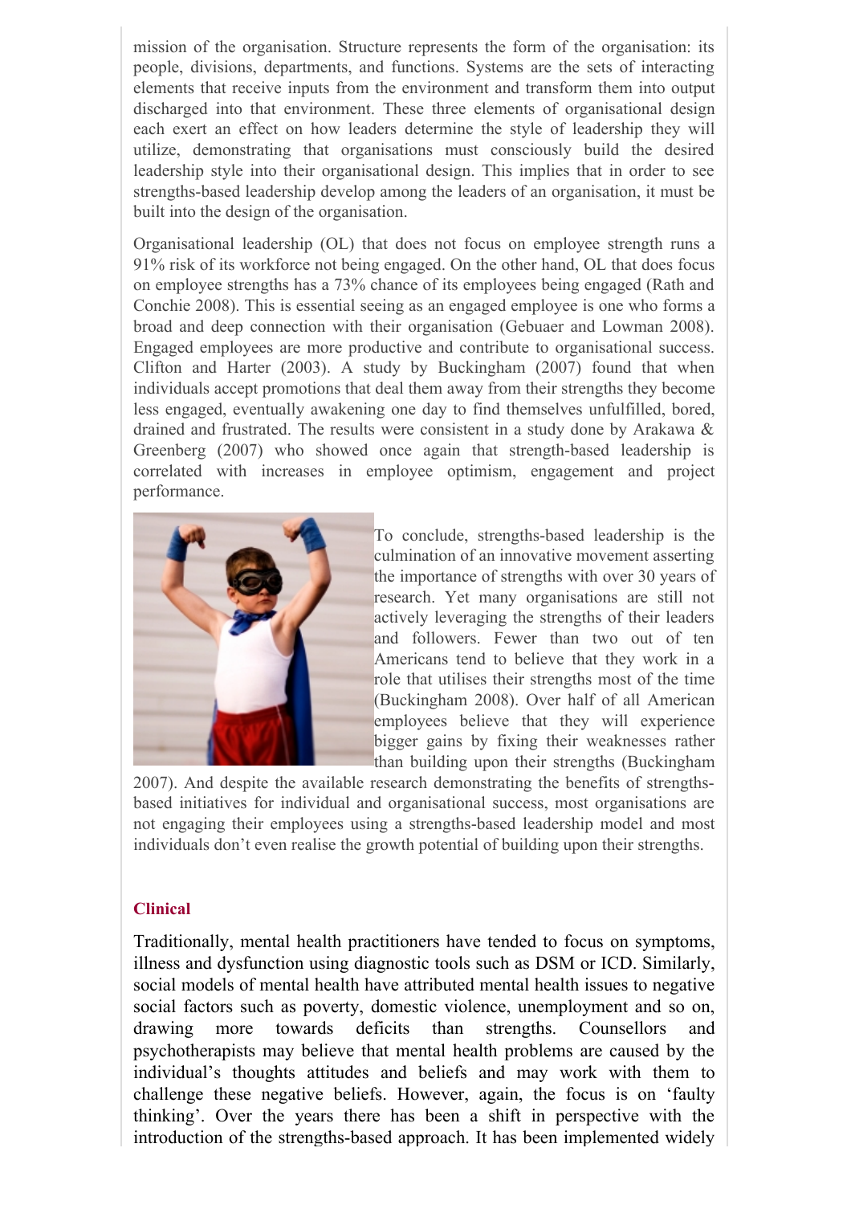mission of the organisation. Structure represents the form of the organisation: its people, divisions, departments, and functions. Systems are the sets of interacting elements that receive inputs from the environment and transform them into output discharged into that environment. These three elements of organisational design each exert an effect on how leaders determine the style of leadership they will utilize, demonstrating that organisations must consciously build the desired leadership style into their organisational design. This implies that in order to see strengths-based leadership develop among the leaders of an organisation, it must be built into the design of the organisation.

Organisational leadership (OL) that does not focus on employee strength runs a 91% risk of its workforce not being engaged. On the other hand, OL that does focus on employee strengths has a 73% chance of its employees being engaged (Rath and Conchie 2008). This is essential seeing as an engaged employee is one who forms a broad and deep connection with their organisation (Gebuaer and Lowman 2008). Engaged employees are more productive and contribute to organisational success. Clifton and Harter (2003). A study by Buckingham (2007) found that when individuals accept promotions that deal them away from their strengths they become less engaged, eventually awakening one day to find themselves unfulfilled, bored, drained and frustrated. The results were consistent in a study done by Arakawa & Greenberg (2007) who showed once again that strength-based leadership is correlated with increases in employee optimism, engagement and project performance.

To conclude, strengths-based leadership is the culmination of an innovative movement asserting the importance of strengths with over 30 years of research. Yet many organisations are still not actively leveraging the strengths of their leaders and followers. Fewer than two out of ten Americans tend to believe that they work in a role that utilises their strengths most of the time (Buckingham 2008). Over half of all American employees believe that they will experience bigger gains by fixing their weaknesses rather than building upon their strengths (Buckingham 2007). And despite the available research demonstrating the benefits of strengths-based initiatives for individual and organisational success, most organisations are not engaging their employees using a strengths-based leadership model and most individuals don't even realise the growth potential of building upon their strengths.

## Clinical

Traditionally, mental health practitioners have tended to focus on symptoms, illness and dysfunction using diagnostic tools such as DSM or ICD. Similarly, social models of mental health have attributed mental health issues to negative social factors such as poverty, domestic violence, unemployment and so on, drawing more towards deficits than strengths. Counsellors and psychotherapists may believe that mental health problems are caused by the individual's thoughts attitudes and beliefs and may work with them to challenge these negative beliefs. However, again, the focus is on 'faulty thinking'. Over the years there has been a shift in perspective with the introduction of the strengths-based approach. It has been implemented widely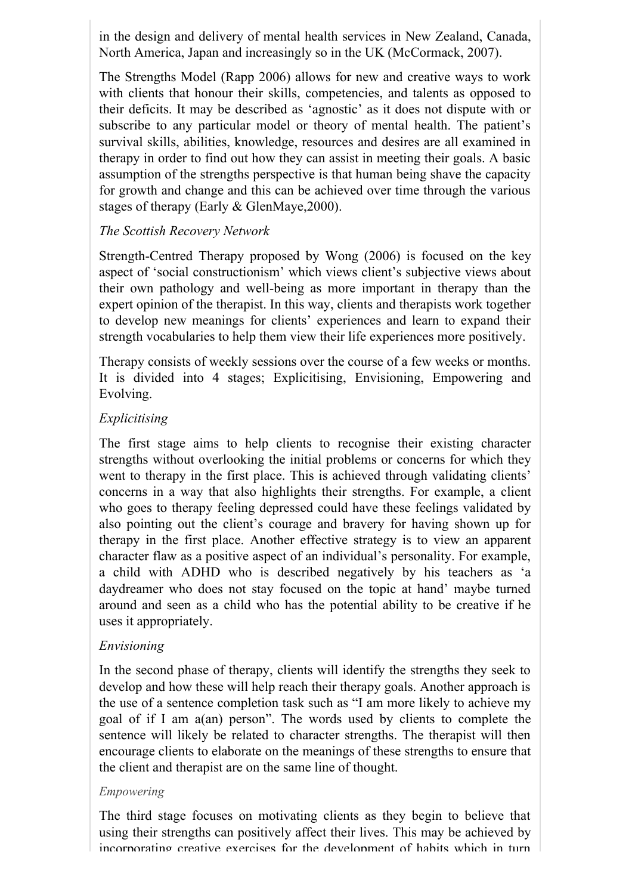in the design and delivery of mental health services in New Zealand, Canada, North America, Japan and increasingly so in the UK (McCormack, 2007).

The Strengths Model (Rapp 2006) allows for new and creative ways to work with clients that honour their skills, competencies, and talents as opposed to their deficits. It may be described as 'agnostic' as it does not dispute with or subscribe to any particular model or theory of mental health. The patient's survival skills, abilities, knowledge, resources and desires are all examined in therapy in order to find out how they can assist in meeting their goals. A basic assumption of the strengths perspective is that human being shave the capacity for growth and change and this can be achieved over time through the various stages of therapy (Early & GlenMaye,2000).

*The Scottish Recovery Network*

Strength-Centred Therapy proposed by Wong (2006) is focused on the key aspect of 'social constructionism' which views client's subjective views about their own pathology and well-being as more important in therapy than the expert opinion of the therapist. In this way, clients and therapists work together to develop new meanings for clients' experiences and learn to expand their strength vocabularies to help them view their life experiences more positively.

Therapy consists of weekly sessions over the course of a few weeks or months. It is divided into 4 stages; Explicitising, Envisioning, Empowering and Evolving.

*Explicitising*

The first stage aims to help clients to recognise their existing character strengths without overlooking the initial problems or concerns for which they went to therapy in the first place. This is achieved through validating clients' concerns in a way that also highlights their strengths. For example, a client who goes to therapy feeling depressed could have these feelings validated by also pointing out the client's courage and bravery for having shown up for therapy in the first place. Another effective strategy is to view an apparent character flaw as a positive aspect of an individual's personality. For example, a child with ADHD who is described negatively by his teachers as 'a daydreamer who does not stay focused on the topic at hand' maybe turned around and seen as a child who has the potential ability to be creative if he uses it appropriately.

*Envisioning*

In the second phase of therapy, clients will identify the strengths they seek to develop and how these will help reach their therapy goals. Another approach is the use of a sentence completion task such as "I am more likely to achieve my goal of if I am a(an) person". The words used by clients to complete the sentence will likely be related to character strengths. The therapist will then encourage clients to elaborate on the meanings of these strengths to ensure that the client and therapist are on the same line of thought.

*Empowering*

The third stage focuses on motivating clients as they begin to believe that using their strengths can positively affect their lives. This may be achieved by incorporating creative exercises for the development of habits which in turn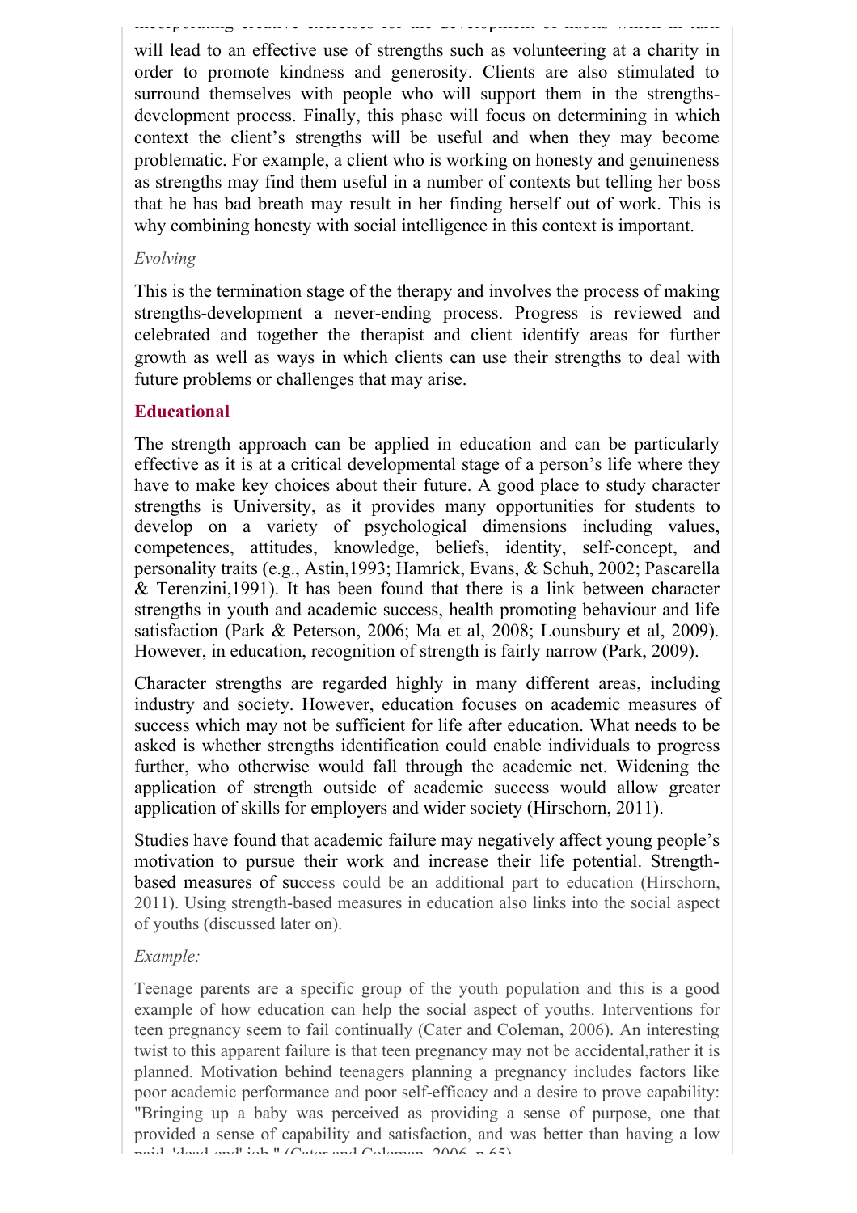incorporating creative exercises for the development of habits which in turn will lead to an effective use of strengths such as volunteering at a charity in order to promote kindness and generosity. Clients are also stimulated to surround themselves with people who will support them in the strengths-development process. Finally, this phase will focus on determining in which context the client's strengths will be useful and when they may become problematic. For example, a client who is working on honesty and genuineness as strengths may find them useful in a number of contexts but telling her boss that he has bad breath may result in her finding herself out of work. This is why combining honesty with social intelligence in this context is important.

*Evolving*

This is the termination stage of the therapy and involves the process of making strengths-development a never-ending process. Progress is reviewed and celebrated and together the therapist and client identify areas for further growth as well as ways in which clients can use their strengths to deal with future problems or challenges that may arise.

### Educational

The strength approach can be applied in education and can be particularly effective as it is at a critical developmental stage of a person's life where they have to make key choices about their future. A good place to study character strengths is University, as it provides many opportunities for students to develop on a variety of psychological dimensions including values, competences, attitudes, knowledge, beliefs, identity, self-concept, and personality traits (e.g., Astin,1993; Hamrick, Evans, & Schuh, 2002; Pascarella & Terenzini,1991). It has been found that there is a link between character strengths in youth and academic success, health promoting behaviour and life satisfaction (Park & Peterson, 2006; Ma et al, 2008; Lounsbury et al, 2009). However, in education, recognition of strength is fairly narrow (Park, 2009).

Character strengths are regarded highly in many different areas, including industry and society. However, education focuses on academic measures of success which may not be sufficient for life after education. What needs to be asked is whether strengths identification could enable individuals to progress further, who otherwise would fall through the academic net. Widening the application of strength outside of academic success would allow greater application of skills for employers and wider society (Hirschorn, 2011).

Studies have found that academic failure may negatively affect young people's motivation to pursue their work and increase their life potential. Strength-based measures of success could be an additional part to education (Hirschorn, 2011). Using strength-based measures in education also links into the social aspect of youths (discussed later on).

*Example:*

Teenage parents are a specific group of the youth population and this is a good example of how education can help the social aspect of youths. Interventions for teen pregnancy seem to fail continually (Cater and Coleman, 2006). An interesting twist to this apparent failure is that teen pregnancy may not be accidental,rather it is planned. Motivation behind teenagers planning a pregnancy includes factors like poor academic performance and poor self-efficacy and a desire to prove capability: "Bringing up a baby was perceived as providing a sense of purpose, one that provided a sense of capability and satisfaction, and was better than having a low paid 'dead end' job." (Cater and Coleman, 2006, p.65)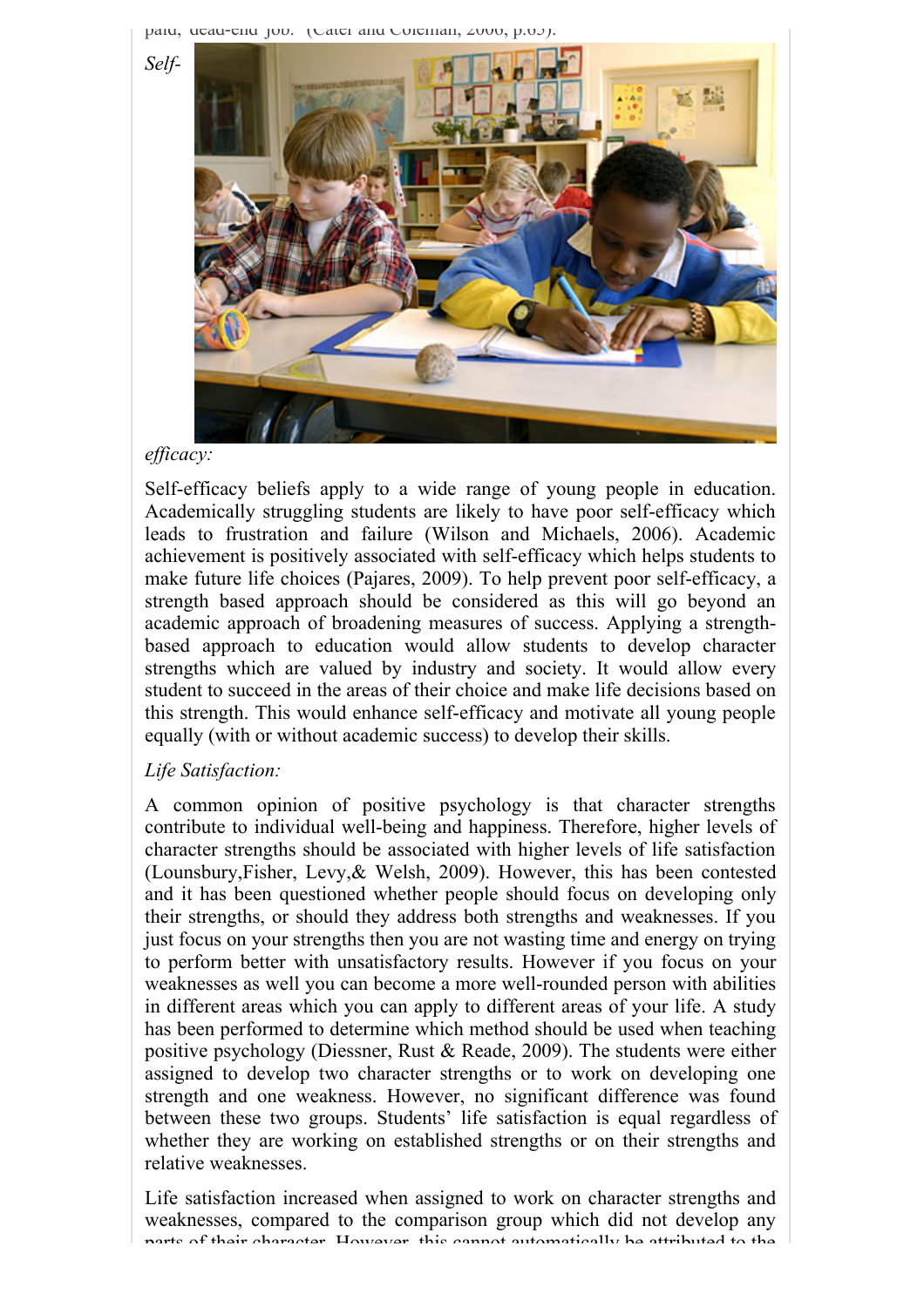paid, dead-end job." (Cater and Coleman, 2006, p.63).

*Self-efficacy:*

Self-efficacy beliefs apply to a wide range of young people in education. Academically struggling students are likely to have poor self-efficacy which leads to frustration and failure (Wilson and Michaels, 2006). Academic achievement is positively associated with self-efficacy which helps students to make future life choices (Pajares, 2009). To help prevent poor self-efficacy, a strength based approach should be considered as this will go beyond an academic approach of broadening measures of success. Applying a strength-based approach to education would allow students to develop character strengths which are valued by industry and society. It would allow every student to succeed in the areas of their choice and make life decisions based on this strength. This would enhance self-efficacy and motivate all young people equally (with or without academic success) to develop their skills.

*Life Satisfaction:*

A common opinion of positive psychology is that character strengths contribute to individual well-being and happiness. Therefore, higher levels of character strengths should be associated with higher levels of life satisfaction (Lounsbury,Fisher, Levy,& Welsh, 2009). However, this has been contested and it has been questioned whether people should focus on developing only their strengths, or should they address both strengths and weaknesses. If you just focus on your strengths then you are not wasting time and energy on trying to perform better with unsatisfactory results. However if you focus on your weaknesses as well you can become a more well-rounded person with abilities in different areas which you can apply to different areas of your life. A study has been performed to determine which method should be used when teaching positive psychology (Diessner, Rust & Reade, 2009). The students were either assigned to develop two character strengths or to work on developing one strength and one weakness. However, no significant difference was found between these two groups. Students' life satisfaction is equal regardless of whether they are working on established strengths or on their strengths and relative weaknesses.

Life satisfaction increased when assigned to work on character strengths and weaknesses, compared to the comparison group which did not develop any parts of their character. However, this cannot automatically be attributed to the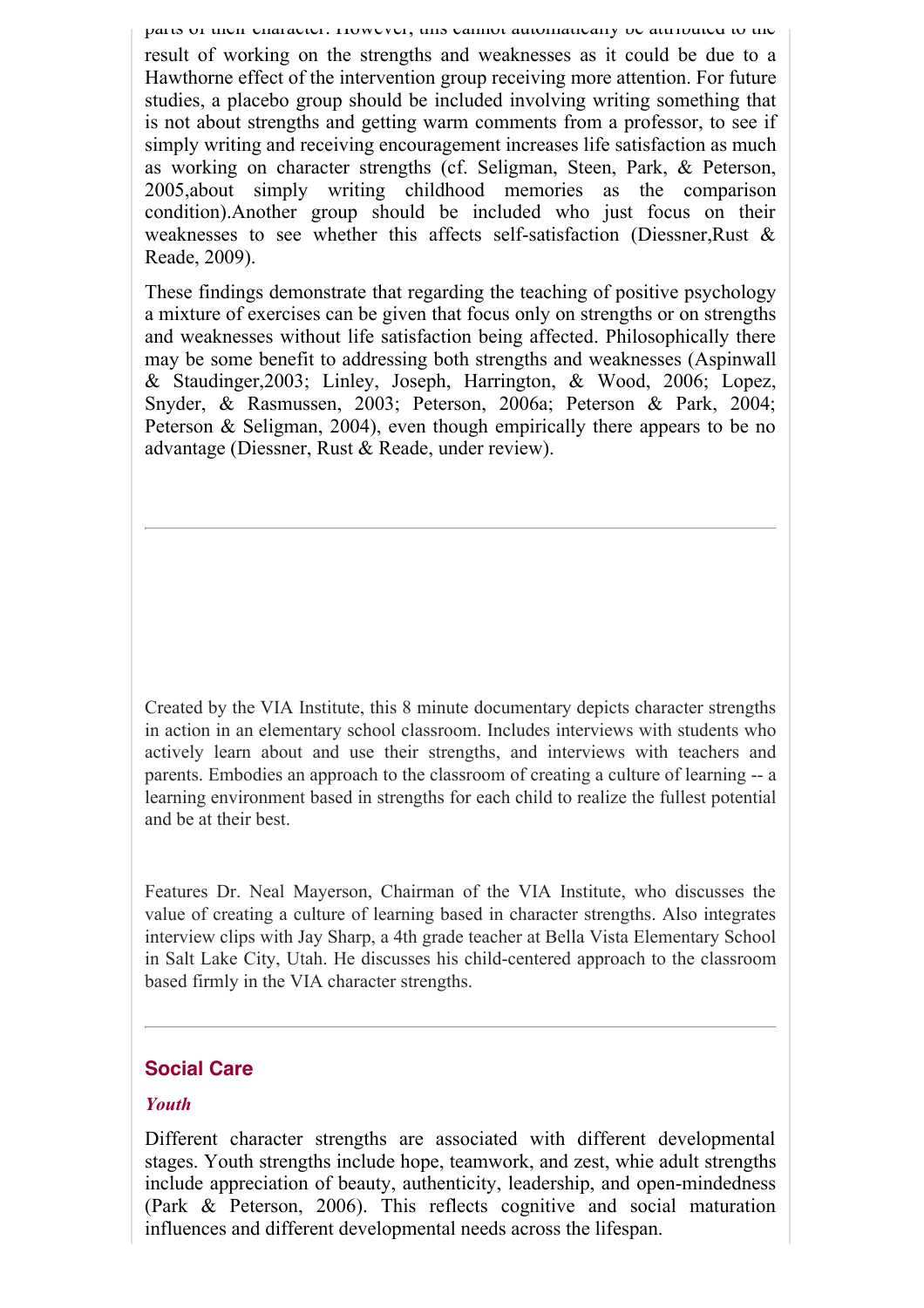parts of their character. However, this cannot automatically be attributed to the result of working on the strengths and weaknesses as it could be due to a Hawthorne effect of the intervention group receiving more attention. For future studies, a placebo group should be included involving writing something that is not about strengths and getting warm comments from a professor, to see if simply writing and receiving encouragement increases life satisfaction as much as working on character strengths (cf. Seligman, Steen, Park, & Peterson, 2005,about simply writing childhood memories as the comparison condition).Another group should be included who just focus on their weaknesses to see whether this affects self-satisfaction (Diessner,Rust & Reade, 2009).

These findings demonstrate that regarding the teaching of positive psychology a mixture of exercises can be given that focus only on strengths or on strengths and weaknesses without life satisfaction being affected. Philosophically there may be some benefit to addressing both strengths and weaknesses (Aspinwall & Staudinger,2003; Linley, Joseph, Harrington, & Wood, 2006; Lopez, Snyder, & Rasmussen, 2003; Peterson, 2006a; Peterson & Park, 2004; Peterson & Seligman, 2004), even though empirically there appears to be no advantage (Diessner, Rust & Reade, under review).

---

Created by the VIA Institute, this 8 minute documentary depicts character strengths in action in an elementary school classroom. Includes interviews with students who actively learn about and use their strengths, and interviews with teachers and parents. Embodies an approach to the classroom of creating a culture of learning -- a learning environment based in strengths for each child to realize the fullest potential and be at their best.

Features Dr. Neal Mayerson, Chairman of the VIA Institute, who discusses the value of creating a culture of learning based in character strengths. Also integrates interview clips with Jay Sharp, a 4th grade teacher at Bella Vista Elementary School in Salt Lake City, Utah. He discusses his child-centered approach to the classroom based firmly in the VIA character strengths.

---

## Social Care

### *Youth*

Different character strengths are associated with different developmental stages. Youth strengths include hope, teamwork, and zest, whie adult strengths include appreciation of beauty, authenticity, leadership, and open-mindedness (Park & Peterson, 2006). This reflects cognitive and social maturation influences and different developmental needs across the lifespan.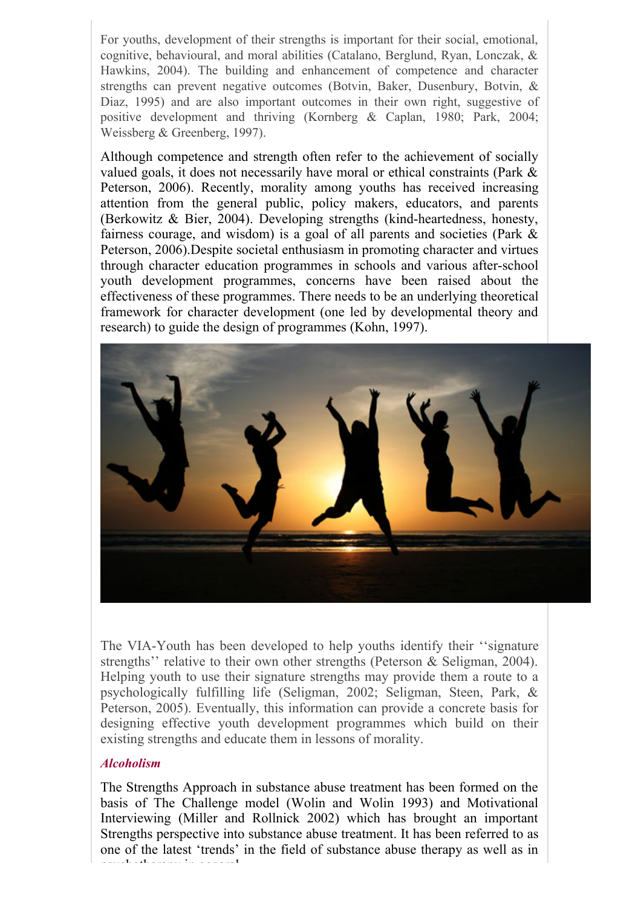For youths, development of their strengths is important for their social, emotional, cognitive, behavioural, and moral abilities (Catalano, Berglund, Ryan, Lonczak, & Hawkins, 2004). The building and enhancement of competence and character strengths can prevent negative outcomes (Botvin, Baker, Dusenbury, Botvin, & Diaz, 1995) and are also important outcomes in their own right, suggestive of positive development and thriving (Kornberg & Caplan, 1980; Park, 2004; Weissberg & Greenberg, 1997).

Although competence and strength often refer to the achievement of socially valued goals, it does not necessarily have moral or ethical constraints (Park & Peterson, 2006). Recently, morality among youths has received increasing attention from the general public, policy makers, educators, and parents (Berkowitz & Bier, 2004). Developing strengths (kind-heartedness, honesty, fairness courage, and wisdom) is a goal of all parents and societies (Park & Peterson, 2006).Despite societal enthusiasm in promoting character and virtues through character education programmes in schools and various after-school youth development programmes, concerns have been raised about the effectiveness of these programmes. There needs to be an underlying theoretical framework for character development (one led by developmental theory and research) to guide the design of programmes (Kohn, 1997).

The VIA-Youth has been developed to help youths identify their ''signature strengths'' relative to their own other strengths (Peterson & Seligman, 2004). Helping youth to use their signature strengths may provide them a route to a psychologically fulfilling life (Seligman, 2002; Seligman, Steen, Park, & Peterson, 2005). Eventually, this information can provide a concrete basis for designing effective youth development programmes which build on their existing strengths and educate them in lessons of morality.

### *Alcoholism*

The Strengths Approach in substance abuse treatment has been formed on the basis of The Challenge model (Wolin and Wolin 1993) and Motivational Interviewing (Miller and Rollnick 2002) which has brought an important Strengths perspective into substance abuse treatment. It has been referred to as one of the latest 'trends' in the field of substance abuse therapy as well as in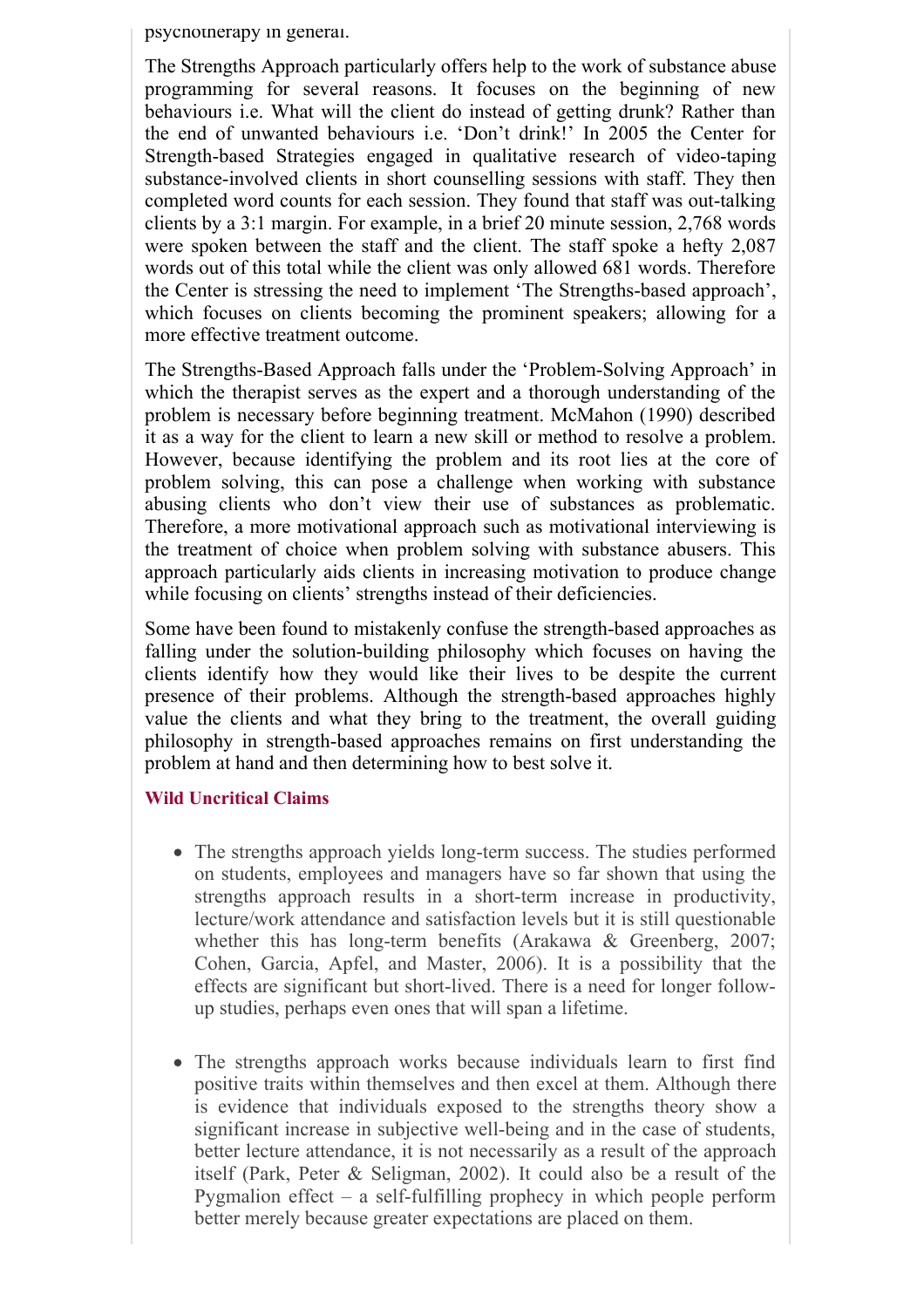psychotherapy in general.

The Strengths Approach particularly offers help to the work of substance abuse programming for several reasons. It focuses on the beginning of new behaviours i.e. What will the client do instead of getting drunk? Rather than the end of unwanted behaviours i.e. 'Don't drink!' In 2005 the Center for Strength-based Strategies engaged in qualitative research of video-taping substance-involved clients in short counselling sessions with staff. They then completed word counts for each session. They found that staff was out-talking clients by a 3:1 margin. For example, in a brief 20 minute session, 2,768 words were spoken between the staff and the client. The staff spoke a hefty 2,087 words out of this total while the client was only allowed 681 words. Therefore the Center is stressing the need to implement 'The Strengths-based approach', which focuses on clients becoming the prominent speakers; allowing for a more effective treatment outcome.

The Strengths-Based Approach falls under the 'Problem-Solving Approach' in which the therapist serves as the expert and a thorough understanding of the problem is necessary before beginning treatment. McMahon (1990) described it as a way for the client to learn a new skill or method to resolve a problem. However, because identifying the problem and its root lies at the core of problem solving, this can pose a challenge when working with substance abusing clients who don't view their use of substances as problematic. Therefore, a more motivational approach such as motivational interviewing is the treatment of choice when problem solving with substance abusers. This approach particularly aids clients in increasing motivation to produce change while focusing on clients' strengths instead of their deficiencies.

Some have been found to mistakenly confuse the strength-based approaches as falling under the solution-building philosophy which focuses on having the clients identify how they would like their lives to be despite the current presence of their problems. Although the strength-based approaches highly value the clients and what they bring to the treatment, the overall guiding philosophy in strength-based approaches remains on first understanding the problem at hand and then determining how to best solve it.

### Wild Uncritical Claims

- The strengths approach yields long-term success. The studies performed on students, employees and managers have so far shown that using the strengths approach results in a short-term increase in productivity, lecture/work attendance and satisfaction levels but it is still questionable whether this has long-term benefits (Arakawa & Greenberg, 2007; Cohen, Garcia, Apfel, and Master, 2006). It is a possibility that the effects are significant but short-lived. There is a need for longer follow-up studies, perhaps even ones that will span a lifetime.

- The strengths approach works because individuals learn to first find positive traits within themselves and then excel at them. Although there is evidence that individuals exposed to the strengths theory show a significant increase in subjective well-being and in the case of students, better lecture attendance, it is not necessarily as a result of the approach itself (Park, Peter & Seligman, 2002). It could also be a result of the Pygmalion effect – a self-fulfilling prophecy in which people perform better merely because greater expectations are placed on them.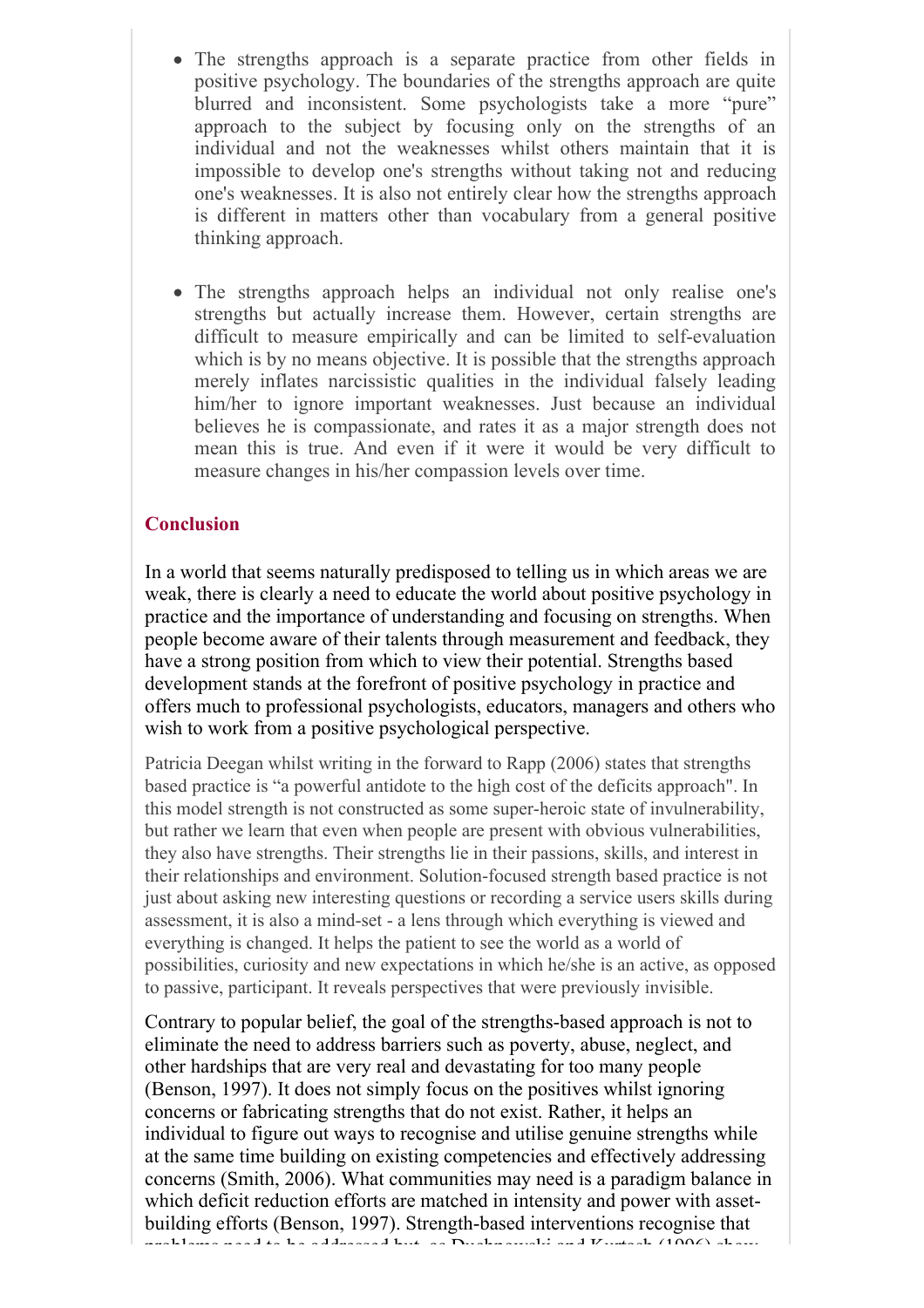- The strengths approach is a separate practice from other fields in positive psychology. The boundaries of the strengths approach are quite blurred and inconsistent. Some psychologists take a more "pure" approach to the subject by focusing only on the strengths of an individual and not the weaknesses whilst others maintain that it is impossible to develop one's strengths without taking not and reducing one's weaknesses. It is also not entirely clear how the strengths approach is different in matters other than vocabulary from a general positive thinking approach.

- The strengths approach helps an individual not only realise one's strengths but actually increase them. However, certain strengths are difficult to measure empirically and can be limited to self-evaluation which is by no means objective. It is possible that the strengths approach merely inflates narcissistic qualities in the individual falsely leading him/her to ignore important weaknesses. Just because an individual believes he is compassionate, and rates it as a major strength does not mean this is true. And even if it were it would be very difficult to measure changes in his/her compassion levels over time.

## Conclusion

In a world that seems naturally predisposed to telling us in which areas we are weak, there is clearly a need to educate the world about positive psychology in practice and the importance of understanding and focusing on strengths. When people become aware of their talents through measurement and feedback, they have a strong position from which to view their potential. Strengths based development stands at the forefront of positive psychology in practice and offers much to professional psychologists, educators, managers and others who wish to work from a positive psychological perspective.

Patricia Deegan whilst writing in the forward to Rapp (2006) states that strengths based practice is "a powerful antidote to the high cost of the deficits approach". In this model strength is not constructed as some super-heroic state of invulnerability, but rather we learn that even when people are present with obvious vulnerabilities, they also have strengths. Their strengths lie in their passions, skills, and interest in their relationships and environment. Solution-focused strength based practice is not just about asking new interesting questions or recording a service users skills during assessment, it is also a mind-set - a lens through which everything is viewed and everything is changed. It helps the patient to see the world as a world of possibilities, curiosity and new expectations in which he/she is an active, as opposed to passive, participant. It reveals perspectives that were previously invisible.

Contrary to popular belief, the goal of the strengths-based approach is not to eliminate the need to address barriers such as poverty, abuse, neglect, and other hardships that are very real and devastating for too many people (Benson, 1997). It does not simply focus on the positives whilst ignoring concerns or fabricating strengths that do not exist. Rather, it helps an individual to figure out ways to recognise and utilise genuine strengths while at the same time building on existing competencies and effectively addressing concerns (Smith, 2006). What communities may need is a paradigm balance in which deficit reduction efforts are matched in intensity and power with asset-building efforts (Benson, 1997). Strength-based interventions recognise that problems need to be addressed but, as Duchnowski and Kutash (1996) show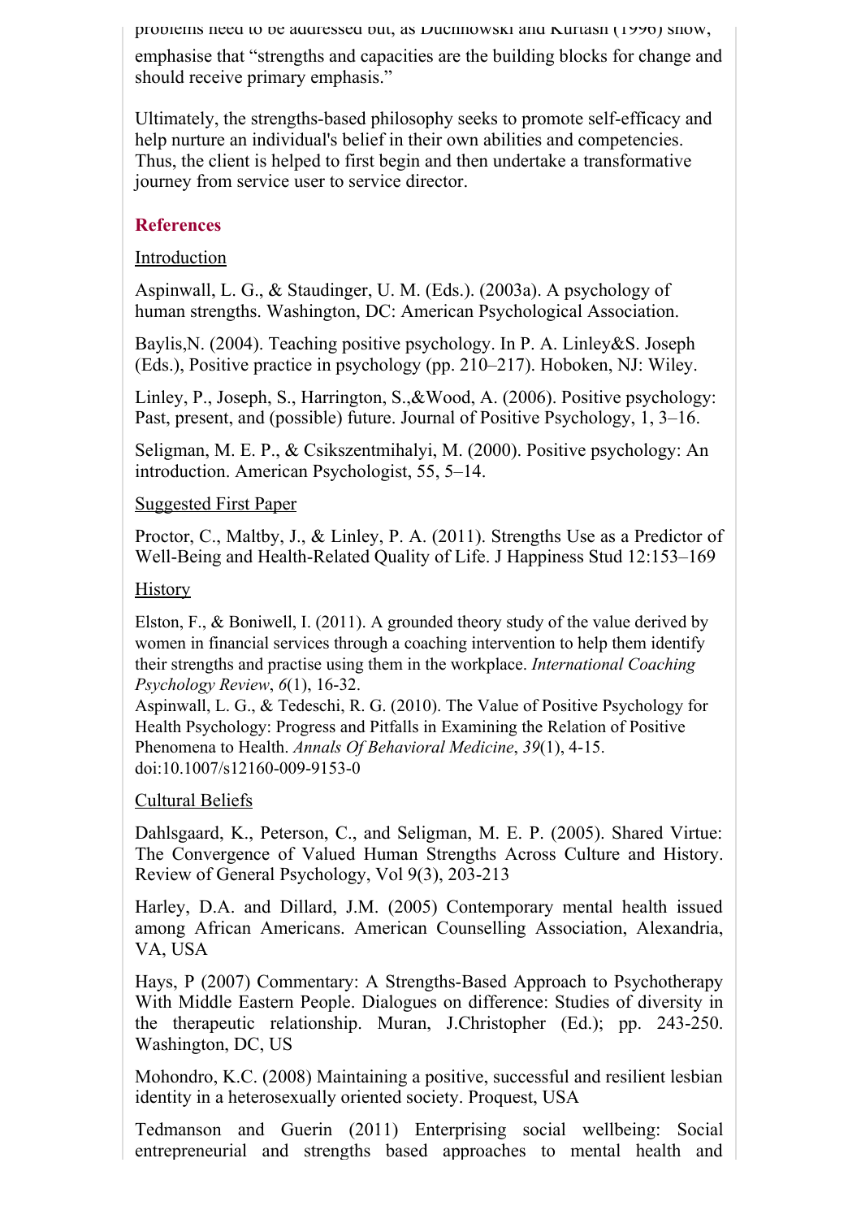problems need to be addressed but, as Duchnowski and Kurtash (1996) show, emphasise that "strengths and capacities are the building blocks for change and should receive primary emphasis."

Ultimately, the strengths-based philosophy seeks to promote self-efficacy and help nurture an individual's belief in their own abilities and competencies. Thus, the client is helped to first begin and then undertake a transformative journey from service user to service director.

## References

Introduction

Aspinwall, L. G., & Staudinger, U. M. (Eds.). (2003a). A psychology of human strengths. Washington, DC: American Psychological Association.

Baylis,N. (2004). Teaching positive psychology. In P. A. Linley&S. Joseph (Eds.), Positive practice in psychology (pp. 210–217). Hoboken, NJ: Wiley.

Linley, P., Joseph, S., Harrington, S.,&Wood, A. (2006). Positive psychology: Past, present, and (possible) future. Journal of Positive Psychology, 1, 3–16.

Seligman, M. E. P., & Csikszentmihalyi, M. (2000). Positive psychology: An introduction. American Psychologist, 55, 5–14.

Suggested First Paper

Proctor, C., Maltby, J., & Linley, P. A. (2011). Strengths Use as a Predictor of Well-Being and Health-Related Quality of Life. J Happiness Stud 12:153–169

History

Elston, F., & Boniwell, I. (2011). A grounded theory study of the value derived by women in financial services through a coaching intervention to help them identify their strengths and practise using them in the workplace. *International Coaching Psychology Review*, *6*(1), 16-32.

Aspinwall, L. G., & Tedeschi, R. G. (2010). The Value of Positive Psychology for Health Psychology: Progress and Pitfalls in Examining the Relation of Positive Phenomena to Health. *Annals Of Behavioral Medicine*, *39*(1), 4-15. doi:10.1007/s12160-009-9153-0

Cultural Beliefs

Dahlsgaard, K., Peterson, C., and Seligman, M. E. P. (2005). Shared Virtue: The Convergence of Valued Human Strengths Across Culture and History. Review of General Psychology, Vol 9(3), 203-213

Harley, D.A. and Dillard, J.M. (2005) Contemporary mental health issued among African Americans. American Counselling Association, Alexandria, VA, USA

Hays, P (2007) Commentary: A Strengths-Based Approach to Psychotherapy With Middle Eastern People. Dialogues on difference: Studies of diversity in the therapeutic relationship. Muran, J.Christopher (Ed.); pp. 243-250. Washington, DC, US

Mohondro, K.C. (2008) Maintaining a positive, successful and resilient lesbian identity in a heterosexually oriented society. Proquest, USA

Tedmanson and Guerin (2011) Enterprising social wellbeing: Social entrepreneurial and strengths based approaches to mental health and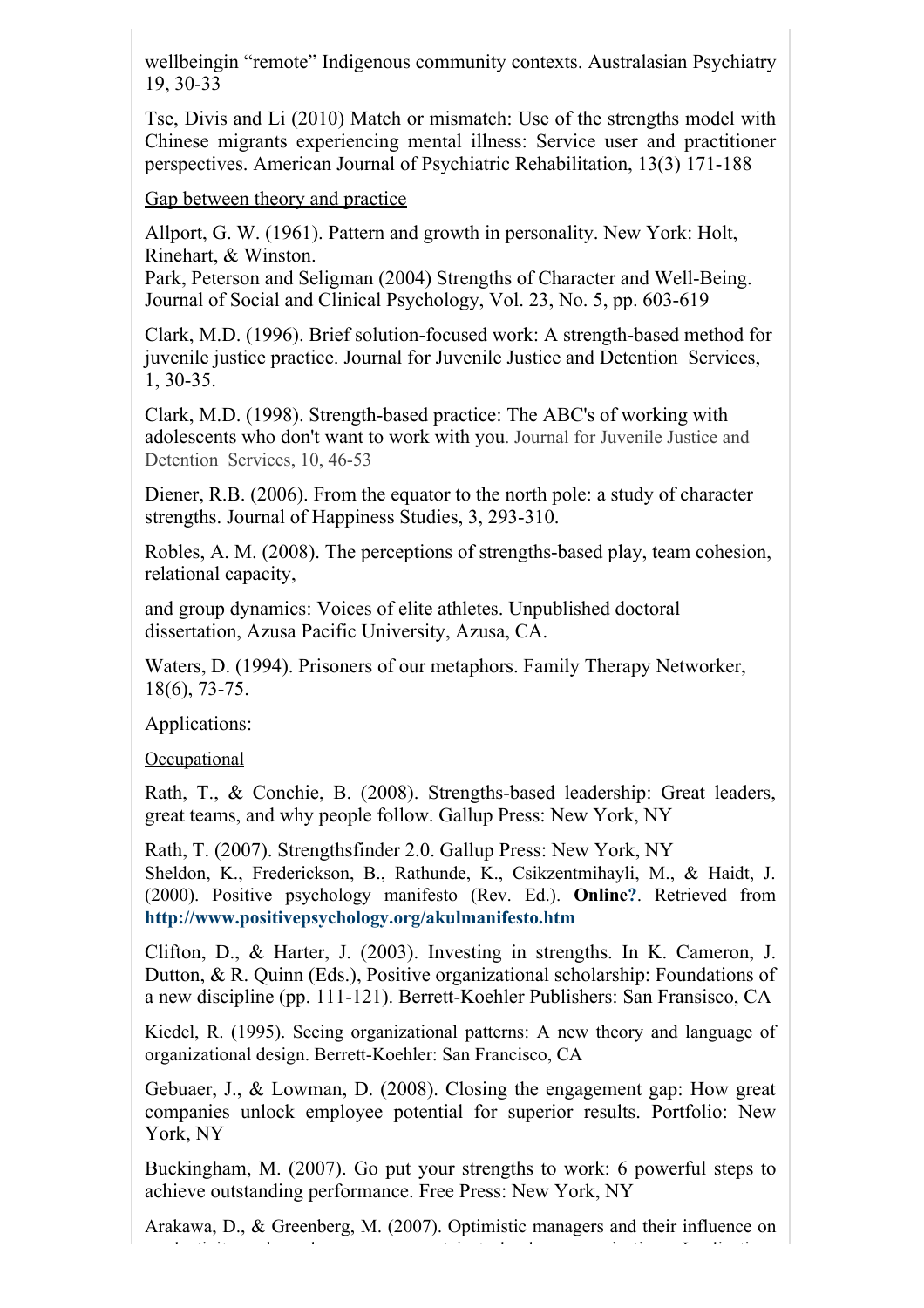wellbeingin “remote” Indigenous community contexts. Australasian Psychiatry 19, 30-33

Tse, Divis and Li (2010) Match or mismatch: Use of the strengths model with Chinese migrants experiencing mental illness: Service user and practitioner perspectives. American Journal of Psychiatric Rehabilitation, 13(3) 171-188

Gap between theory and practice

Allport, G. W. (1961). Pattern and growth in personality. New York: Holt, Rinehart, & Winston.
Park, Peterson and Seligman (2004) Strengths of Character and Well-Being. Journal of Social and Clinical Psychology, Vol. 23, No. 5, pp. 603-619

Clark, M.D. (1996). Brief solution-focused work: A strength-based method for juvenile justice practice. Journal for Juvenile Justice and Detention Services, 1, 30-35.

Clark, M.D. (1998). Strength-based practice: The ABC's of working with adolescents who don't want to work with you. Journal for Juvenile Justice and Detention Services, 10, 46-53

Diener, R.B. (2006). From the equator to the north pole: a study of character strengths. Journal of Happiness Studies, 3, 293-310.

Robles, A. M. (2008). The perceptions of strengths-based play, team cohesion, relational capacity,

and group dynamics: Voices of elite athletes. Unpublished doctoral dissertation, Azusa Pacific University, Azusa, CA.

Waters, D. (1994). Prisoners of our metaphors. Family Therapy Networker, 18(6), 73-75.

Applications:

Occupational

Rath, T., & Conchie, B. (2008). Strengths-based leadership: Great leaders, great teams, and why people follow. Gallup Press: New York, NY

Rath, T. (2007). Strengthsfinder 2.0. Gallup Press: New York, NY
Sheldon, K., Frederickson, B., Rathunde, K., Csikzentmihayli, M., & Haidt, J. (2000). Positive psychology manifesto (Rev. Ed.). **Online?**. Retrieved from **http://www.positivepsychology.org/akulmanifesto.htm**

Clifton, D., & Harter, J. (2003). Investing in strengths. In K. Cameron, J. Dutton, & R. Quinn (Eds.), Positive organizational scholarship: Foundations of a new discipline (pp. 111-121). Berrett-Koehler Publishers: San Fransisco, CA

Kiedel, R. (1995). Seeing organizational patterns: A new theory and language of organizational design. Berrett-Koehler: San Francisco, CA

Gebuaer, J., & Lowman, D. (2008). Closing the engagement gap: How great companies unlock employee potential for superior results. Portfolio: New York, NY

Buckingham, M. (2007). Go put your strengths to work: 6 powerful steps to achieve outstanding performance. Free Press: New York, NY

Arakawa, D., & Greenberg, M. (2007). Optimistic managers and their influence on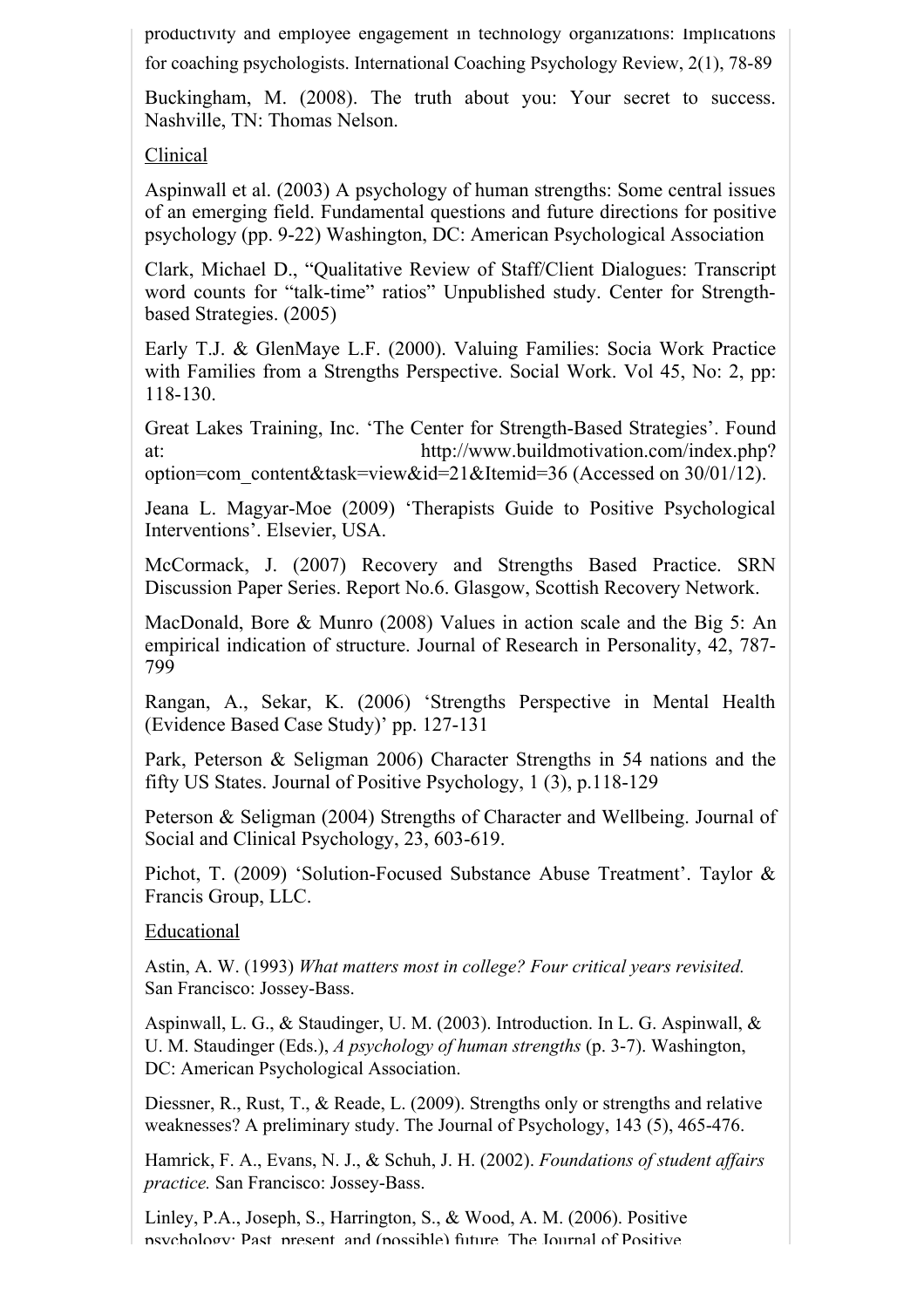productivity and employee engagement in technology organizations: Implications for coaching psychologists. International Coaching Psychology Review, 2(1), 78-89

Buckingham, M. (2008). The truth about you: Your secret to success. Nashville, TN: Thomas Nelson.

Clinical

Aspinwall et al. (2003) A psychology of human strengths: Some central issues of an emerging field. Fundamental questions and future directions for positive psychology (pp. 9-22) Washington, DC: American Psychological Association

Clark, Michael D., "Qualitative Review of Staff/Client Dialogues: Transcript word counts for "talk-time" ratios" Unpublished study. Center for Strength-based Strategies. (2005)

Early T.J. & GlenMaye L.F. (2000). Valuing Families: Socia Work Practice with Families from a Strengths Perspective. Social Work. Vol 45, No: 2, pp: 118-130.

Great Lakes Training, Inc. 'The Center for Strength-Based Strategies'. Found at: http://www.buildmotivation.com/index.php?option=com_content&task=view&id=21&Itemid=36 (Accessed on 30/01/12).

Jeana L. Magyar-Moe (2009) 'Therapists Guide to Positive Psychological Interventions'. Elsevier, USA.

McCormack, J. (2007) Recovery and Strengths Based Practice. SRN Discussion Paper Series. Report No.6. Glasgow, Scottish Recovery Network.

MacDonald, Bore & Munro (2008) Values in action scale and the Big 5: An empirical indication of structure. Journal of Research in Personality, 42, 787-799

Rangan, A., Sekar, K. (2006) 'Strengths Perspective in Mental Health (Evidence Based Case Study)' pp. 127-131

Park, Peterson & Seligman 2006) Character Strengths in 54 nations and the fifty US States. Journal of Positive Psychology, 1 (3), p.118-129

Peterson & Seligman (2004) Strengths of Character and Wellbeing. Journal of Social and Clinical Psychology, 23, 603-619.

Pichot, T. (2009) 'Solution-Focused Substance Abuse Treatment'. Taylor & Francis Group, LLC.

Educational

Astin, A. W. (1993) *What matters most in college? Four critical years revisited.* San Francisco: Jossey-Bass.

Aspinwall, L. G., & Staudinger, U. M. (2003). Introduction. In L. G. Aspinwall, & U. M. Staudinger (Eds.), *A psychology of human strengths* (p. 3-7). Washington, DC: American Psychological Association.

Diessner, R., Rust, T., & Reade, L. (2009). Strengths only or strengths and relative weaknesses? A preliminary study. The Journal of Psychology, 143 (5), 465-476.

Hamrick, F. A., Evans, N. J., & Schuh, J. H. (2002). *Foundations of student affairs practice.* San Francisco: Jossey-Bass.

Linley, P.A., Joseph, S., Harrington, S., & Wood, A. M. (2006). Positive psychology: Past, present, and (possible) future. The Journal of Positive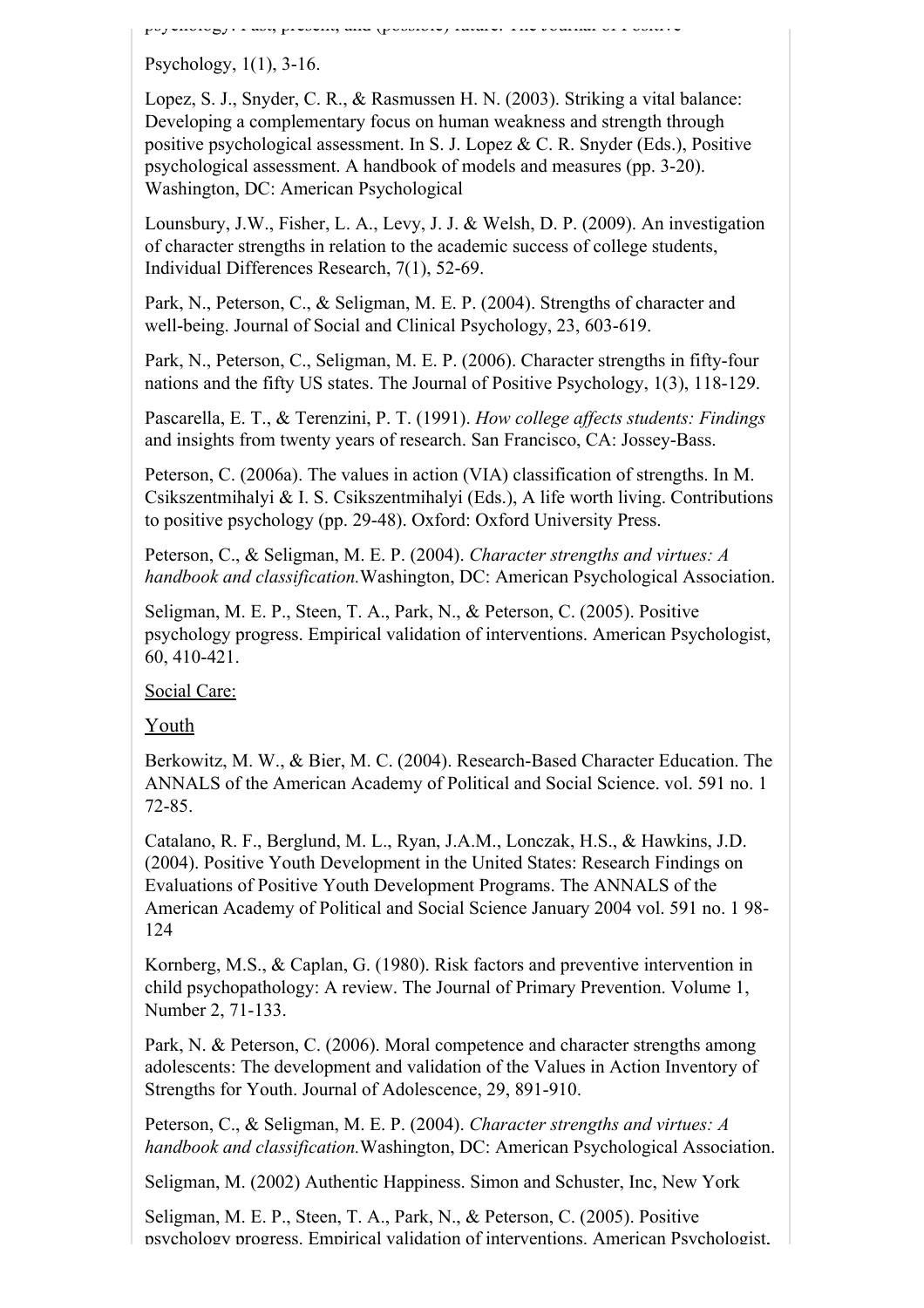psychology: Past, present, and (possible) future. The Journal of Positive Psychology, 1(1), 3-16.

Lopez, S. J., Snyder, C. R., & Rasmussen H. N. (2003). Striking a vital balance: Developing a complementary focus on human weakness and strength through positive psychological assessment. In S. J. Lopez & C. R. Snyder (Eds.), Positive psychological assessment. A handbook of models and measures (pp. 3-20). Washington, DC: American Psychological

Lounsbury, J.W., Fisher, L. A., Levy, J. J. & Welsh, D. P. (2009). An investigation of character strengths in relation to the academic success of college students, Individual Differences Research, 7(1), 52-69.

Park, N., Peterson, C., & Seligman, M. E. P. (2004). Strengths of character and well-being. Journal of Social and Clinical Psychology, 23, 603-619.

Park, N., Peterson, C., Seligman, M. E. P. (2006). Character strengths in fifty-four nations and the fifty US states. The Journal of Positive Psychology, 1(3), 118-129.

Pascarella, E. T., & Terenzini, P. T. (1991). *How college affects students: Findings* and insights from twenty years of research. San Francisco, CA: Jossey-Bass.

Peterson, C. (2006a). The values in action (VIA) classification of strengths. In M. Csikszentmihalyi & I. S. Csikszentmihalyi (Eds.), A life worth living. Contributions to positive psychology (pp. 29-48). Oxford: Oxford University Press.

Peterson, C., & Seligman, M. E. P. (2004). *Character strengths and virtues: A handbook and classification.*Washington, DC: American Psychological Association.

Seligman, M. E. P., Steen, T. A., Park, N., & Peterson, C. (2005). Positive psychology progress. Empirical validation of interventions. American Psychologist, 60, 410-421.

Social Care:

Youth

Berkowitz, M. W., & Bier, M. C. (2004). Research-Based Character Education. The ANNALS of the American Academy of Political and Social Science. vol. 591 no. 1 72-85.

Catalano, R. F., Berglund, M. L., Ryan, J.A.M., Lonczak, H.S., & Hawkins, J.D. (2004). Positive Youth Development in the United States: Research Findings on Evaluations of Positive Youth Development Programs. The ANNALS of the American Academy of Political and Social Science January 2004 vol. 591 no. 1 98-124

Kornberg, M.S., & Caplan, G. (1980). Risk factors and preventive intervention in child psychopathology: A review. The Journal of Primary Prevention. Volume 1, Number 2, 71-133.

Park, N. & Peterson, C. (2006). Moral competence and character strengths among adolescents: The development and validation of the Values in Action Inventory of Strengths for Youth. Journal of Adolescence, 29, 891-910.

Peterson, C., & Seligman, M. E. P. (2004). *Character strengths and virtues: A handbook and classification.*Washington, DC: American Psychological Association.

Seligman, M. (2002) Authentic Happiness. Simon and Schuster, Inc, New York

Seligman, M. E. P., Steen, T. A., Park, N., & Peterson, C. (2005). Positive psychology progress. Empirical validation of interventions. American Psychologist,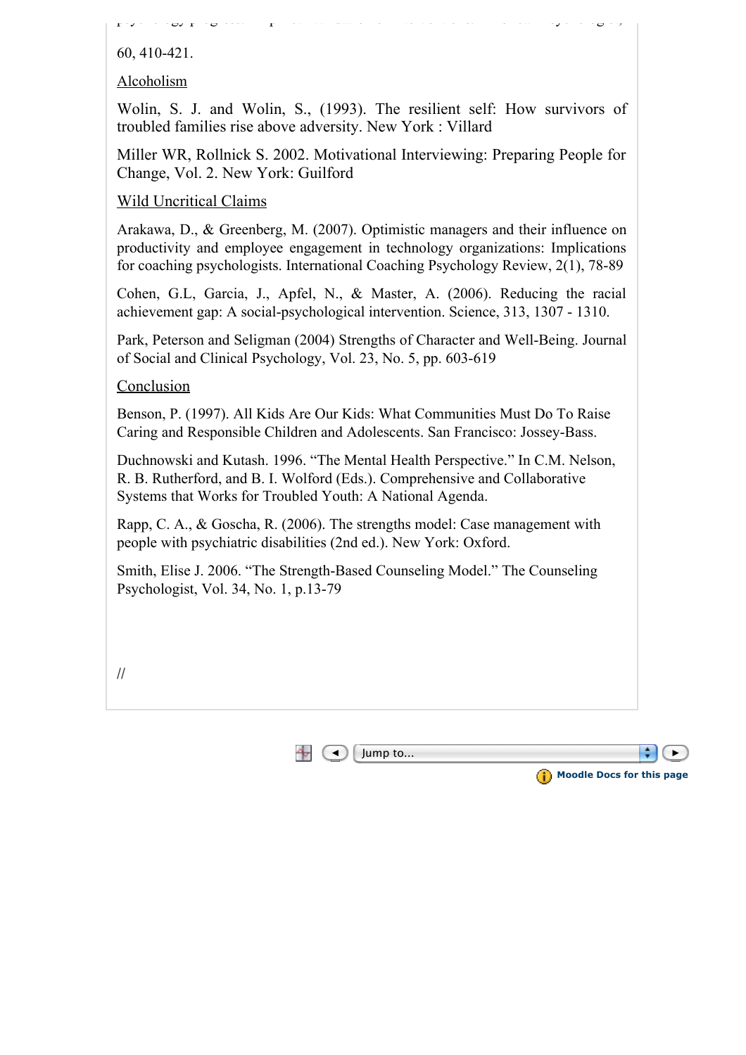60, 410-421.

Alcoholism

Wolin, S. J. and Wolin, S., (1993). The resilient self: How survivors of troubled families rise above adversity. New York : Villard

Miller WR, Rollnick S. 2002. Motivational Interviewing: Preparing People for Change, Vol. 2. New York: Guilford

Wild Uncritical Claims

Arakawa, D., & Greenberg, M. (2007). Optimistic managers and their influence on productivity and employee engagement in technology organizations: Implications for coaching psychologists. International Coaching Psychology Review, 2(1), 78-89

Cohen, G.L, Garcia, J., Apfel, N., & Master, A. (2006). Reducing the racial achievement gap: A social-psychological intervention. Science, 313, 1307 - 1310.

Park, Peterson and Seligman (2004) Strengths of Character and Well-Being. Journal of Social and Clinical Psychology, Vol. 23, No. 5, pp. 603-619

Conclusion

Benson, P. (1997). All Kids Are Our Kids: What Communities Must Do To Raise Caring and Responsible Children and Adolescents. San Francisco: Jossey-Bass.

Duchnowski and Kutash. 1996. "The Mental Health Perspective." In C.M. Nelson, R. B. Rutherford, and B. I. Wolford (Eds.). Comprehensive and Collaborative Systems that Works for Troubled Youth: A National Agenda.

Rapp, C. A., & Goscha, R. (2006). The strengths model: Case management with people with psychiatric disabilities (2nd ed.). New York: Oxford.

Smith, Elise J. 2006. "The Strength-Based Counseling Model." The Counseling Psychologist, Vol. 34, No. 1, p.13-79

//

Jump to...

Moodle Docs for this page